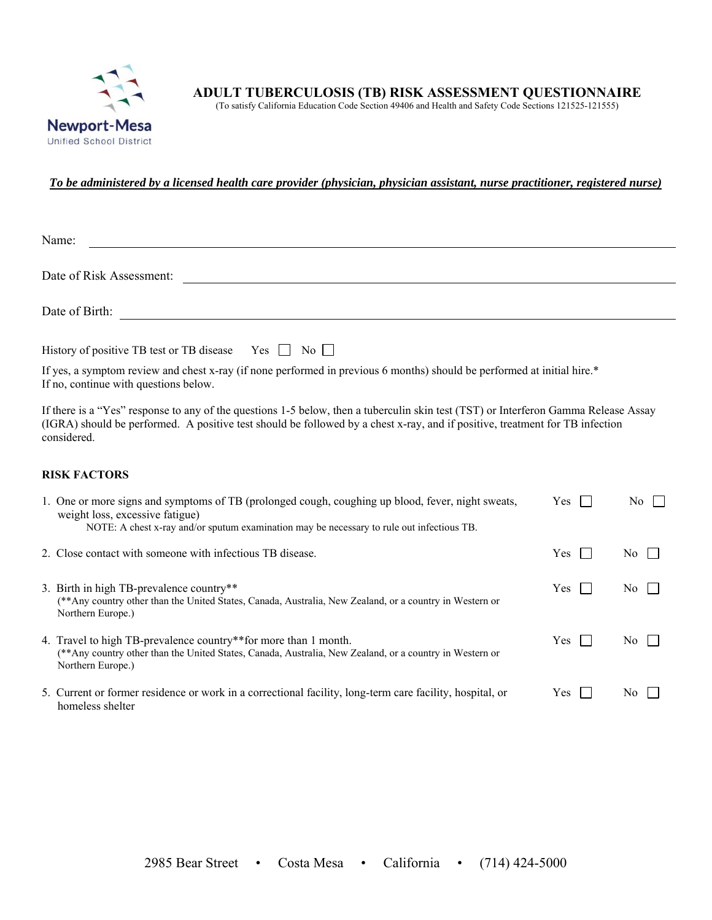Newport-Mesa
Unified School District

# ADULT TUBERCULOSIS (TB) RISK ASSESSMENT QUESTIONNAIRE

(To satisfy California Education Code Section 49406 and Health and Safety Code Sections 121525-121555)

***To be administered by a licensed health care provider (physician, physician assistant, nurse practitioner, registered nurse)***

Name: ______________________________________________

Date of Risk Assessment: ______________________________________________

Date of Birth: ______________________________________________

History of positive TB test or TB disease  Yes ☐  No ☐

If yes, a symptom review and chest x-ray (if none performed in previous 6 months) should be performed at initial hire.*
If no, continue with questions below.

If there is a "Yes" response to any of the questions 1-5 below, then a tuberculin skin test (TST) or Interferon Gamma Release Assay (IGRA) should be performed. A positive test should be followed by a chest x-ray, and if positive, treatment for TB infection considered.

## RISK FACTORS

| Risk Factor | Yes | No |
|---|---|---|
| 1. One or more signs and symptoms of TB (prolonged cough, coughing up blood, fever, night sweats, weight loss, excessive fatigue)<br>NOTE: A chest x-ray and/or sputum examination may be necessary to rule out infectious TB. | Yes ☐ | No ☐ |
| 2. Close contact with someone with infectious TB disease. | Yes ☐ | No ☐ |
| 3. Birth in high TB-prevalence country**<br>(**Any country other than the United States, Canada, Australia, New Zealand, or a country in Western or Northern Europe.) | Yes ☐ | No ☐ |
| 4. Travel to high TB-prevalence country**for more than 1 month.<br>(**Any country other than the United States, Canada, Australia, New Zealand, or a country in Western or Northern Europe.) | Yes ☐ | No ☐ |
| 5. Current or former residence or work in a correctional facility, long-term care facility, hospital, or homeless shelter | Yes ☐ | No ☐ |

2985 Bear Street • Costa Mesa • California • (714) 424-5000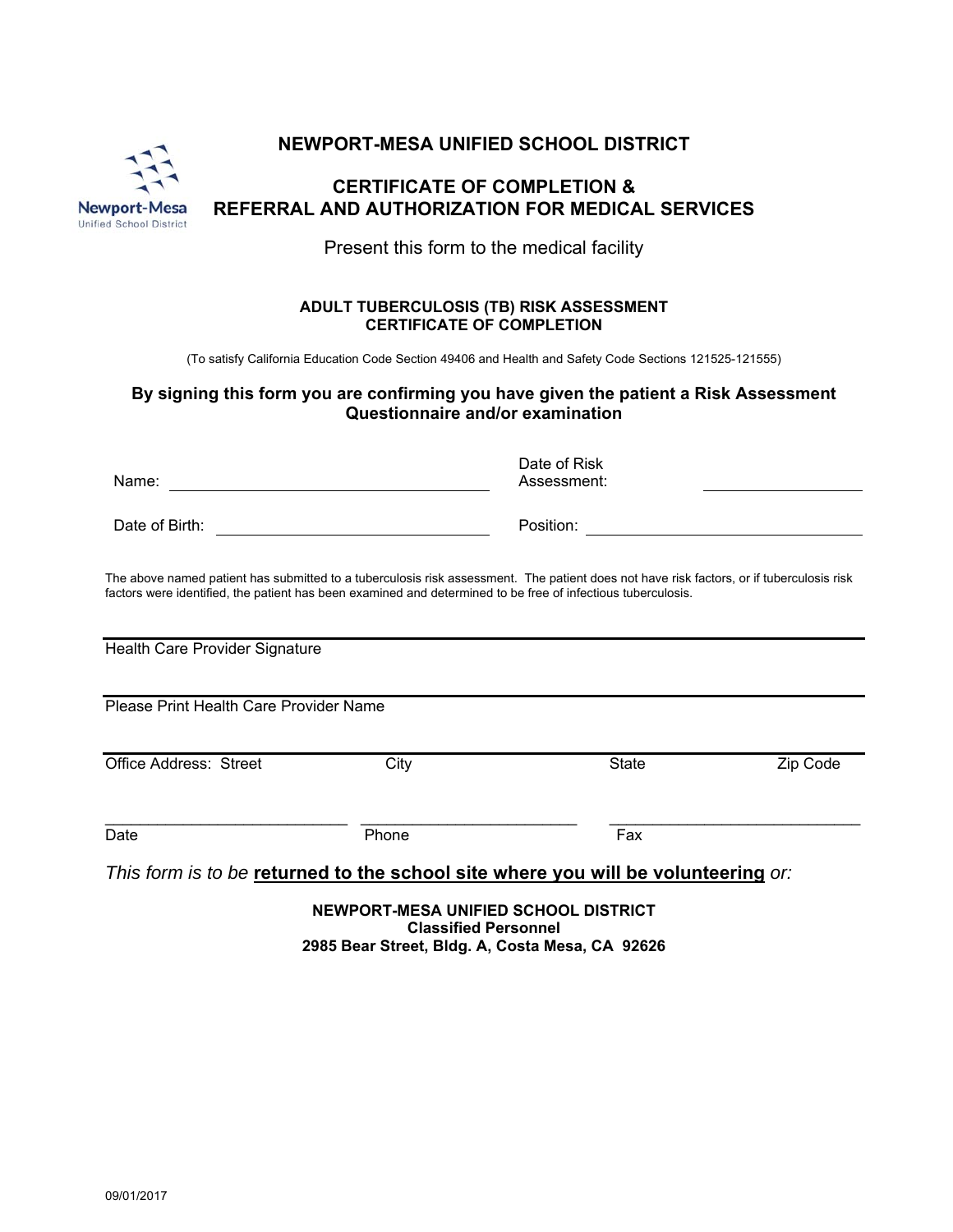# NEWPORT-MESA UNIFIED SCHOOL DISTRICT

## CERTIFICATE OF COMPLETION & REFERRAL AND AUTHORIZATION FOR MEDICAL SERVICES

Present this form to the medical facility

### ADULT TUBERCULOSIS (TB) RISK ASSESSMENT CERTIFICATE OF COMPLETION

(To satisfy California Education Code Section 49406 and Health and Safety Code Sections 121525-121555)

**By signing this form you are confirming you have given the patient a Risk Assessment Questionnaire and/or examination**

Name: ______________________________ Date of Risk Assessment: ________________

Date of Birth: ______________________________ Position: ______________________________

The above named patient has submitted to a tuberculosis risk assessment. The patient does not have risk factors, or if tuberculosis risk factors were identified, the patient has been examined and determined to be free of infectious tuberculosis.

______________________________________________________________________

Health Care Provider Signature

______________________________________________________________________

Please Print Health Care Provider Name

______________________________________________________________________

Office Address: Street City State Zip Code

___________________________ ________________________ ____________________________

Date Phone Fax

*This form is to be* **returned to the school site where you will be volunteering** *or:*

**NEWPORT-MESA UNIFIED SCHOOL DISTRICT**
**Classified Personnel**
**2985 Bear Street, Bldg. A, Costa Mesa, CA 92626**

09/01/2017